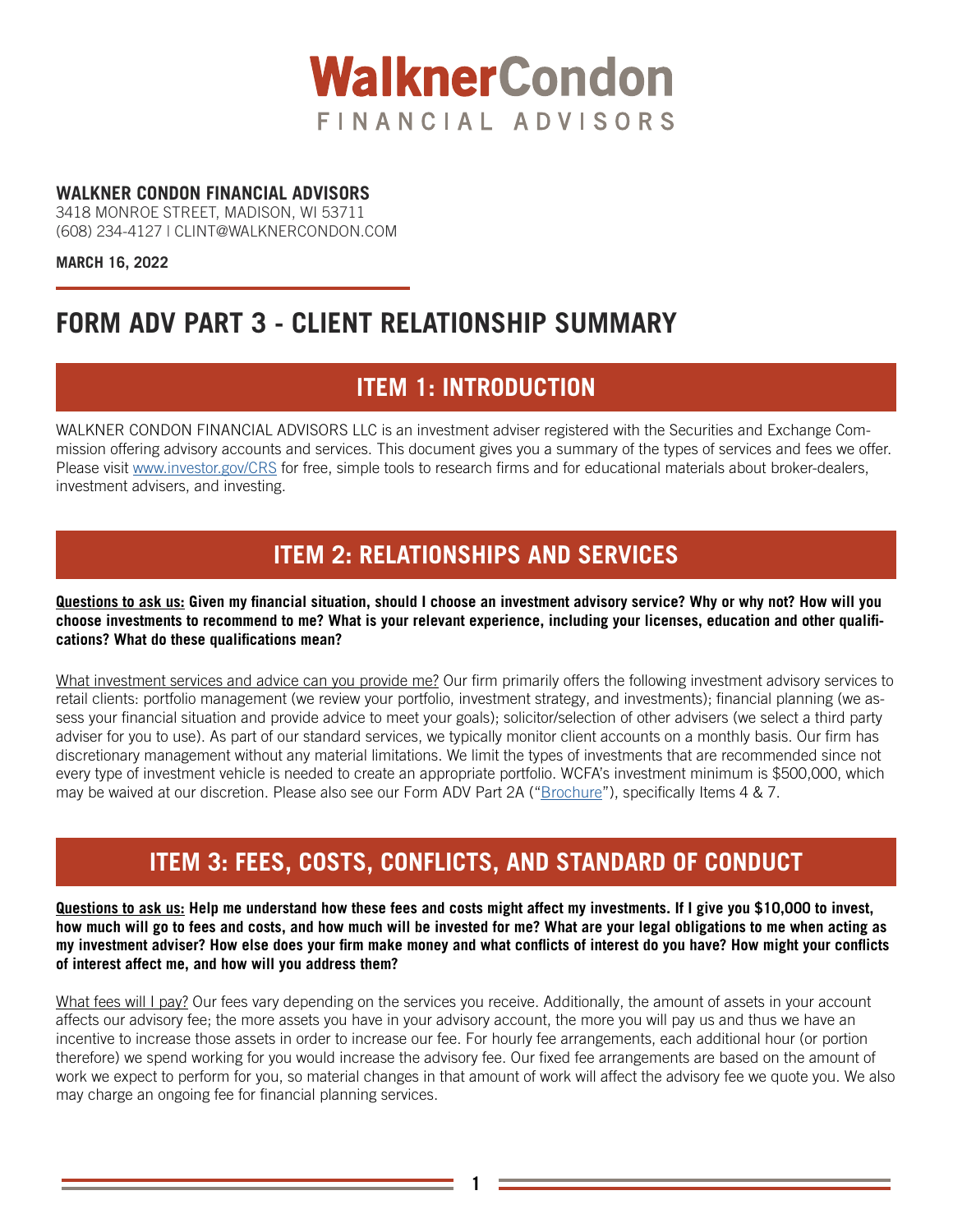# WalknerCondon FINANCIAL ADVISORS

**WALKNER CONDON FINANCIAL ADVISORS**
3418 MONROE STREET, MADISON, WI 53711
(608) 234-4127 | CLINT@WALKNERCONDON.COM

**MARCH 16, 2022**

# FORM ADV PART 3 - CLIENT RELATIONSHIP SUMMARY

## ITEM 1: INTRODUCTION

WALKNER CONDON FINANCIAL ADVISORS LLC is an investment adviser registered with the Securities and Exchange Commission offering advisory accounts and services. This document gives you a summary of the types of services and fees we offer. Please visit www.investor.gov/CRS for free, simple tools to research firms and for educational materials about broker-dealers, investment advisers, and investing.

## ITEM 2: RELATIONSHIPS AND SERVICES

**Questions to ask us: Given my financial situation, should I choose an investment advisory service? Why or why not? How will you choose investments to recommend to me? What is your relevant experience, including your licenses, education and other qualifications? What do these qualifications mean?**

What investment services and advice can you provide me? Our firm primarily offers the following investment advisory services to retail clients: portfolio management (we review your portfolio, investment strategy, and investments); financial planning (we assess your financial situation and provide advice to meet your goals); solicitor/selection of other advisers (we select a third party adviser for you to use). As part of our standard services, we typically monitor client accounts on a monthly basis. Our firm has discretionary management without any material limitations. We limit the types of investments that are recommended since not every type of investment vehicle is needed to create an appropriate portfolio. WCFA's investment minimum is $500,000, which may be waived at our discretion. Please also see our Form ADV Part 2A ("Brochure"), specifically Items 4 & 7.

## ITEM 3: FEES, COSTS, CONFLICTS, AND STANDARD OF CONDUCT

**Questions to ask us: Help me understand how these fees and costs might affect my investments. If I give you $10,000 to invest, how much will go to fees and costs, and how much will be invested for me? What are your legal obligations to me when acting as my investment adviser? How else does your firm make money and what conflicts of interest do you have? How might your conflicts of interest affect me, and how will you address them?**

What fees will I pay? Our fees vary depending on the services you receive. Additionally, the amount of assets in your account affects our advisory fee; the more assets you have in your advisory account, the more you will pay us and thus we have an incentive to increase those assets in order to increase our fee. For hourly fee arrangements, each additional hour (or portion therefore) we spend working for you would increase the advisory fee. Our fixed fee arrangements are based on the amount of work we expect to perform for you, so material changes in that amount of work will affect the advisory fee we quote you. We also may charge an ongoing fee for financial planning services.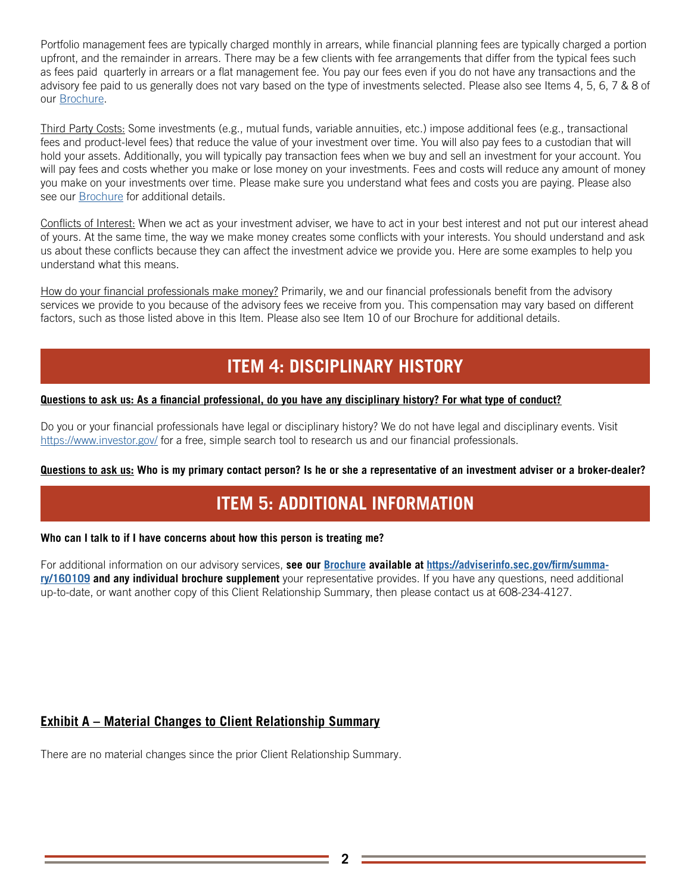Portfolio management fees are typically charged monthly in arrears, while financial planning fees are typically charged a portion upfront, and the remainder in arrears. There may be a few clients with fee arrangements that differ from the typical fees such as fees paid quarterly in arrears or a flat management fee. You pay our fees even if you do not have any transactions and the advisory fee paid to us generally does not vary based on the type of investments selected. Please also see Items 4, 5, 6, 7 & 8 of our Brochure.

Third Party Costs: Some investments (e.g., mutual funds, variable annuities, etc.) impose additional fees (e.g., transactional fees and product-level fees) that reduce the value of your investment over time. You will also pay fees to a custodian that will hold your assets. Additionally, you will typically pay transaction fees when we buy and sell an investment for your account. You will pay fees and costs whether you make or lose money on your investments. Fees and costs will reduce any amount of money you make on your investments over time. Please make sure you understand what fees and costs you are paying. Please also see our Brochure for additional details.

Conflicts of Interest: When we act as your investment adviser, we have to act in your best interest and not put our interest ahead of yours. At the same time, the way we make money creates some conflicts with your interests. You should understand and ask us about these conflicts because they can affect the investment advice we provide you. Here are some examples to help you understand what this means.

How do your financial professionals make money? Primarily, we and our financial professionals benefit from the advisory services we provide to you because of the advisory fees we receive from you. This compensation may vary based on different factors, such as those listed above in this Item. Please also see Item 10 of our Brochure for additional details.

## ITEM 4: DISCIPLINARY HISTORY

**Questions to ask us: As a financial professional, do you have any disciplinary history? For what type of conduct?**

Do you or your financial professionals have legal or disciplinary history? We do not have legal and disciplinary events. Visit https://www.investor.gov/ for a free, simple search tool to research us and our financial professionals.

**Questions to ask us: Who is my primary contact person? Is he or she a representative of an investment adviser or a broker-dealer?**

## ITEM 5: ADDITIONAL INFORMATION

**Who can I talk to if I have concerns about how this person is treating me?**

For additional information on our advisory services, **see our Brochure available at https://adviserinfo.sec.gov/firm/summary/160109 and any individual brochure supplement** your representative provides. If you have any questions, need additional up-to-date, or want another copy of this Client Relationship Summary, then please contact us at 608-234-4127.

### Exhibit A – Material Changes to Client Relationship Summary

There are no material changes since the prior Client Relationship Summary.